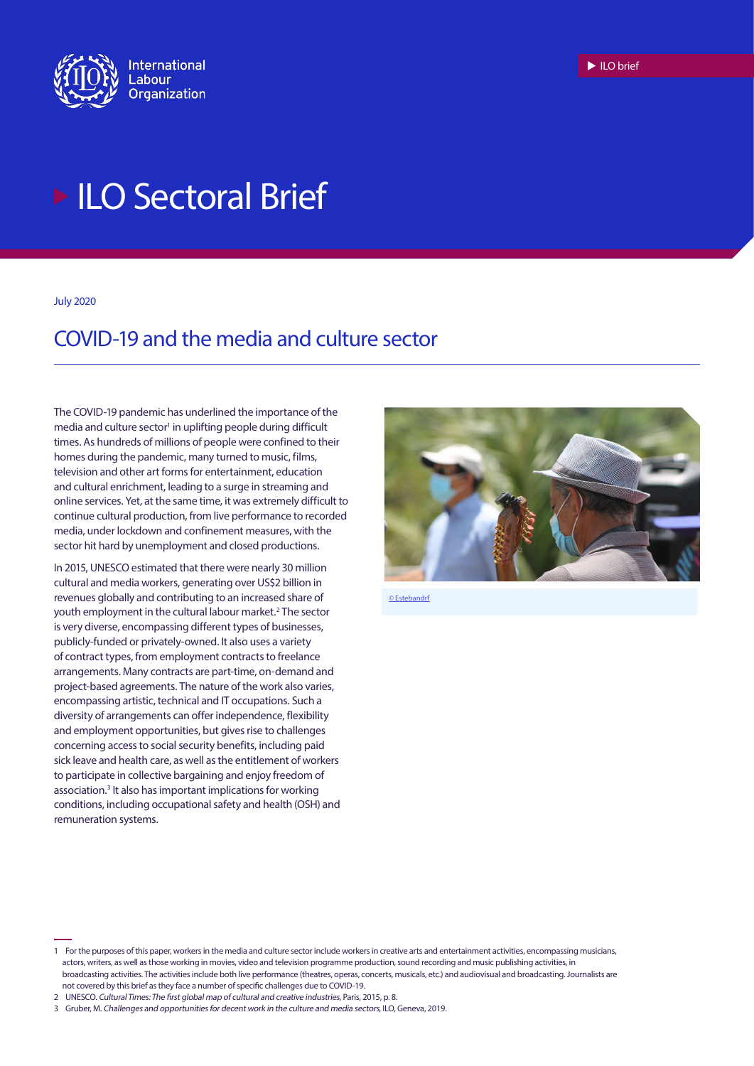International Labour Organization

ILO brief

# ILO Sectoral Brief

July 2020

## COVID-19 and the media and culture sector

The COVID-19 pandemic has underlined the importance of the media and culture sector[1] in uplifting people during difficult times. As hundreds of millions of people were confined to their homes during the pandemic, many turned to music, films, television and other art forms for entertainment, education and cultural enrichment, leading to a surge in streaming and online services. Yet, at the same time, it was extremely difficult to continue cultural production, from live performance to recorded media, under lockdown and confinement measures, with the sector hit hard by unemployment and closed productions.

In 2015, UNESCO estimated that there were nearly 30 million cultural and media workers, generating over US$2 billion in revenues globally and contributing to an increased share of youth employment in the cultural labour market.[2] The sector is very diverse, encompassing different types of businesses, publicly-funded or privately-owned. It also uses a variety of contract types, from employment contracts to freelance arrangements. Many contracts are part-time, on-demand and project-based agreements. The nature of the work also varies, encompassing artistic, technical and IT occupations. Such a diversity of arrangements can offer independence, flexibility and employment opportunities, but gives rise to challenges concerning access to social security benefits, including paid sick leave and health care, as well as the entitlement of workers to participate in collective bargaining and enjoy freedom of association.[3] It also has important implications for working conditions, including occupational safety and health (OSH) and remuneration systems.

© Estebandrf

---

1 For the purposes of this paper, workers in the media and culture sector include workers in creative arts and entertainment activities, encompassing musicians, actors, writers, as well as those working in movies, video and television programme production, sound recording and music publishing activities, in broadcasting activities. The activities include both live performance (theatres, operas, concerts, musicals, etc.) and audiovisual and broadcasting. Journalists are not covered by this brief as they face a number of specific challenges due to COVID-19.

2 UNESCO. *Cultural Times: The first global map of cultural and creative industries*, Paris, 2015, p. 8.

3 Gruber, M. *Challenges and opportunities for decent work in the culture and media sectors*, ILO, Geneva, 2019.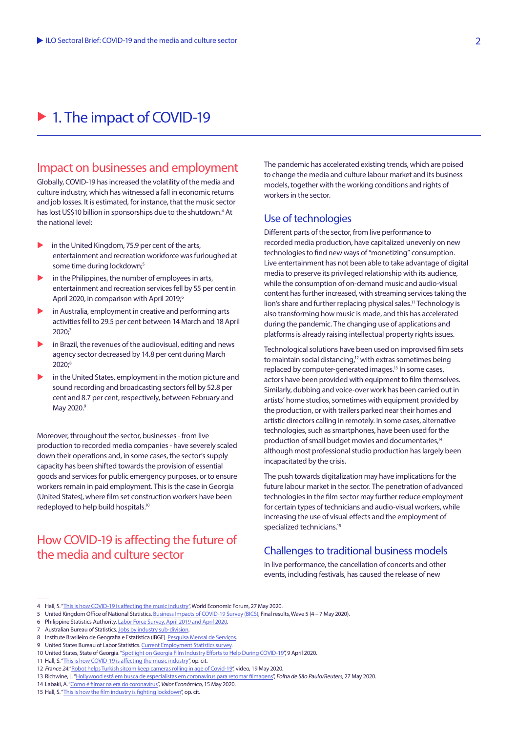# 1. The impact of COVID-19

## Impact on businesses and employment

Globally, COVID-19 has increased the volatility of the media and culture industry, which has witnessed a fall in economic returns and job losses. It is estimated, for instance, that the music sector has lost US$10 billion in sponsorships due to the shutdown.[4] At the national level:

- in the United Kingdom, 75.9 per cent of the arts, entertainment and recreation workforce was furloughed at some time during lockdown;[5]
- in the Philippines, the number of employees in arts, entertainment and recreation services fell by 55 per cent in April 2020, in comparison with April 2019;[6]
- in Australia, employment in creative and performing arts activities fell to 29.5 per cent between 14 March and 18 April 2020;[7]
- in Brazil, the revenues of the audiovisual, editing and news agency sector decreased by 14.8 per cent during March 2020;[8]
- in the United States, employment in the motion picture and sound recording and broadcasting sectors fell by 52.8 per cent and 8.7 per cent, respectively, between February and May 2020.[9]

Moreover, throughout the sector, businesses - from live production to recorded media companies - have severely scaled down their operations and, in some cases, the sector's supply capacity has been shifted towards the provision of essential goods and services for public emergency purposes, or to ensure workers remain in paid employment. This is the case in Georgia (United States), where film set construction workers have been redeployed to help build hospitals.[10]

## How COVID-19 is affecting the future of the media and culture sector

The pandemic has accelerated existing trends, which are poised to change the media and culture labour market and its business models, together with the working conditions and rights of workers in the sector.

### Use of technologies

Different parts of the sector, from live performance to recorded media production, have capitalized unevenly on new technologies to find new ways of "monetizing" consumption. Live entertainment has not been able to take advantage of digital media to preserve its privileged relationship with its audience, while the consumption of on-demand music and audio-visual content has further increased, with streaming services taking the lion's share and further replacing physical sales.[11] Technology is also transforming how music is made, and this has accelerated during the pandemic. The changing use of applications and platforms is already raising intellectual property rights issues.

Technological solutions have been used on improvised film sets to maintain social distancing,[12] with extras sometimes being replaced by computer-generated images.[13] In some cases, actors have been provided with equipment to film themselves. Similarly, dubbing and voice-over work has been carried out in artists' home studios, sometimes with equipment provided by the production, or with trailers parked near their homes and artistic directors calling in remotely. In some cases, alternative technologies, such as smartphones, have been used for the production of small budget movies and documentaries,[14] although most professional studio production has largely been incapacitated by the crisis.

The push towards digitalization may have implications for the future labour market in the sector. The penetration of advanced technologies in the film sector may further reduce employment for certain types of technicians and audio-visual workers, while increasing the use of visual effects and the employment of specialized technicians.[15]

### Challenges to traditional business models

In live performance, the cancellation of concerts and other events, including festivals, has caused the release of new

---

4 Hall, S. "This is how COVID-19 is affecting the music industry", World Economic Forum, 27 May 2020.
5 United Kingdom Office of National Statistics. Business Impacts of COVID-19 Survey (BICS), Final results, Wave 5 (4 – 7 May 2020).
6 Philippine Statistics Authority. Labor Force Survey, April 2019 and April 2020.
7 Australian Bureau of Statistics. Jobs by industry sub-division.
8 Institute Brasileiro de Geografia e Estatistica (IBGE). Pesquisa Mensal de Serviços.
9 United States Bureau of Labor Statistics. Current Employment Statistics survey.
10 United States, State of Georgia. "Spotlight on Georgia Film Industry Efforts to Help During COVID-19", 9 April 2020.
11 Hall, S. "This is how COVID-19 is affecting the music industry", op. cit.
12 *France 24*."Robot helps Turkish sitcom keep cameras rolling in age of Covid-19", video, 19 May 2020.
13 Richwine, L. "Hollywood está em busca de especialistas em coronavírus para retomar filmagens", *Folha de São Paulo/Reuters*, 27 May 2020.
14 Labaki, A. "Como é filmar na era do coronavírus", *Valor Econômico*, 15 May 2020.
15 Hall, S. "This is how the film industry is fighting lockdown", op. cit.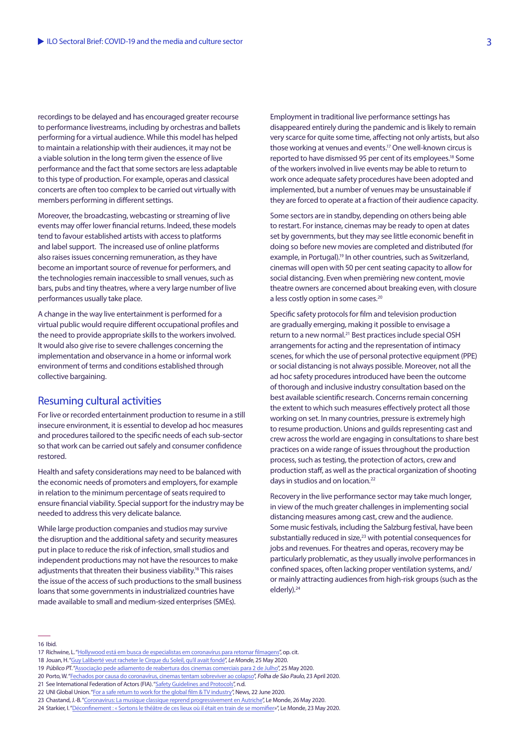recordings to be delayed and has encouraged greater recourse to performance livestreams, including by orchestras and ballets performing for a virtual audience. While this model has helped to maintain a relationship with their audiences, it may not be a viable solution in the long term given the essence of live performance and the fact that some sectors are less adaptable to this type of production. For example, operas and classical concerts are often too complex to be carried out virtually with members performing in different settings.

Moreover, the broadcasting, webcasting or streaming of live events may offer lower financial returns. Indeed, these models tend to favour established artists with access to platforms and label support. The increased use of online platforms also raises issues concerning remuneration, as they have become an important source of revenue for performers, and the technologies remain inaccessible to small venues, such as bars, pubs and tiny theatres, where a very large number of live performances usually take place.

A change in the way live entertainment is performed for a virtual public would require different occupational profiles and the need to provide appropriate skills to the workers involved. It would also give rise to severe challenges concerning the implementation and observance in a home or informal work environment of terms and conditions established through collective bargaining.

## Resuming cultural activities

For live or recorded entertainment production to resume in a still insecure environment, it is essential to develop ad hoc measures and procedures tailored to the specific needs of each sub-sector so that work can be carried out safely and consumer confidence restored.

Health and safety considerations may need to be balanced with the economic needs of promoters and employers, for example in relation to the minimum percentage of seats required to ensure financial viability. Special support for the industry may be needed to address this very delicate balance.

While large production companies and studios may survive the disruption and the additional safety and security measures put in place to reduce the risk of infection, small studios and independent productions may not have the resources to make adjustments that threaten their business viability.[16] This raises the issue of the access of such productions to the small business loans that some governments in industrialized countries have made available to small and medium-sized enterprises (SMEs).

Employment in traditional live performance settings has disappeared entirely during the pandemic and is likely to remain very scarce for quite some time, affecting not only artists, but also those working at venues and events.[17] One well-known circus is reported to have dismissed 95 per cent of its employees.[18] Some of the workers involved in live events may be able to return to work once adequate safety procedures have been adopted and implemented, but a number of venues may be unsustainable if they are forced to operate at a fraction of their audience capacity.

Some sectors are in standby, depending on others being able to restart. For instance, cinemas may be ready to open at dates set by governments, but they may see little economic benefit in doing so before new movies are completed and distributed (for example, in Portugal).[19] In other countries, such as Switzerland, cinemas will open with 50 per cent seating capacity to allow for social distancing. Even when premièring new content, movie theatre owners are concerned about breaking even, with closure a less costly option in some cases.[20]

Specific safety protocols for film and television production are gradually emerging, making it possible to envisage a return to a new normal.[21] Best practices include special OSH arrangements for acting and the representation of intimacy scenes, for which the use of personal protective equipment (PPE) or social distancing is not always possible. Moreover, not all the ad hoc safety procedures introduced have been the outcome of thorough and inclusive industry consultation based on the best available scientific research. Concerns remain concerning the extent to which such measures effectively protect all those working on set. In many countries, pressure is extremely high to resume production. Unions and guilds representing cast and crew across the world are engaging in consultations to share best practices on a wide range of issues throughout the production process, such as testing, the protection of actors, crew and production staff, as well as the practical organization of shooting days in studios and on location.[22]

Recovery in the live performance sector may take much longer, in view of the much greater challenges in implementing social distancing measures among cast, crew and the audience. Some music festivals, including the Salzburg festival, have been substantially reduced in size,[23] with potential consequences for jobs and revenues. For theatres and operas, recovery may be particularly problematic, as they usually involve performances in confined spaces, often lacking proper ventilation systems, and/or mainly attracting audiences from high-risk groups (such as the elderly).[24]

---

16 Ibid.

17 Richwine, L. "Hollywood está em busca de especialistas em coronavírus para retomar filmagens", op. cit.

18 Jouan, H. "Guy Laliberté veut racheter le Cirque du Soleil, qu'il avait fondé", *Le Monde*, 25 May 2020.

19 *Público PT*. "Associação pede adiamento de reabertura dos cinemas comerciais para 2 de Julho", 25 May 2020.

20 Porto, W. "Fechados por causa do coronavírus, cinemas tentam sobreviver ao colapso", *Folha de São Paulo*, 23 April 2020.

21 See International Federation of Actors (FIA). "Safety Guidelines and Protocols", n.d.

22 UNI Global Union. "For a safe return to work for the global film & TV industry", News, 22 June 2020.

23 Chastand, J.-B. "Coronavirus: La musique classique reprend progressivement en Autriche", Le Monde, 26 May 2020.

24 Starkier, I. "Déconfinement : « Sortons le théâtre de ces lieux où il était en train de se momifier»", Le Monde, 23 May 2020.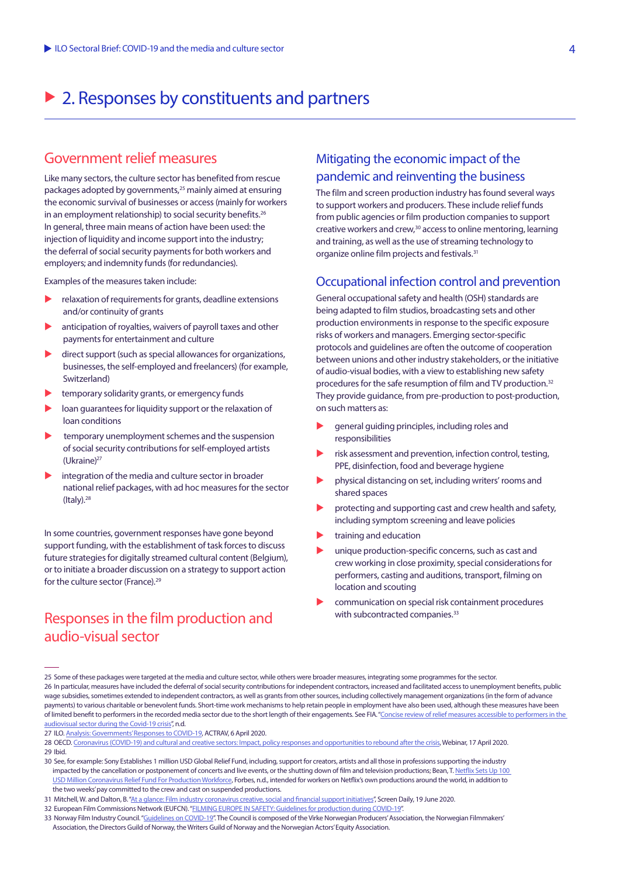## 2. Responses by constituents and partners

### Government relief measures

Like many sectors, the culture sector has benefited from rescue packages adopted by governments,[25] mainly aimed at ensuring the economic survival of businesses or access (mainly for workers in an employment relationship) to social security benefits.[26] In general, three main means of action have been used: the injection of liquidity and income support into the industry; the deferral of social security payments for both workers and employers; and indemnity funds (for redundancies).

Examples of the measures taken include:

- relaxation of requirements for grants, deadline extensions and/or continuity of grants
- anticipation of royalties, waivers of payroll taxes and other payments for entertainment and culture
- direct support (such as special allowances for organizations, businesses, the self-employed and freelancers) (for example, Switzerland)
- temporary solidarity grants, or emergency funds
- loan guarantees for liquidity support or the relaxation of loan conditions
- temporary unemployment schemes and the suspension of social security contributions for self-employed artists (Ukraine)[27]
- integration of the media and culture sector in broader national relief packages, with ad hoc measures for the sector (Italy).[28]

In some countries, government responses have gone beyond support funding, with the establishment of task forces to discuss future strategies for digitally streamed cultural content (Belgium), or to initiate a broader discussion on a strategy to support action for the culture sector (France).[29]

### Responses in the film production and audio-visual sector

### Mitigating the economic impact of the pandemic and reinventing the business

The film and screen production industry has found several ways to support workers and producers. These include relief funds from public agencies or film production companies to support creative workers and crew,[30] access to online mentoring, learning and training, as well as the use of streaming technology to organize online film projects and festivals.[31]

### Occupational infection control and prevention

General occupational safety and health (OSH) standards are being adapted to film studios, broadcasting sets and other production environments in response to the specific exposure risks of workers and managers. Emerging sector-specific protocols and guidelines are often the outcome of cooperation between unions and other industry stakeholders, or the initiative of audio-visual bodies, with a view to establishing new safety procedures for the safe resumption of film and TV production.[32] They provide guidance, from pre-production to post-production, on such matters as:

- general guiding principles, including roles and responsibilities
- risk assessment and prevention, infection control, testing, PPE, disinfection, food and beverage hygiene
- physical distancing on set, including writers' rooms and shared spaces
- protecting and supporting cast and crew health and safety, including symptom screening and leave policies
- training and education
- unique production-specific concerns, such as cast and crew working in close proximity, special considerations for performers, casting and auditions, transport, filming on location and scouting
- communication on special risk containment procedures with subcontracted companies.[33]

---

25 Some of these packages were targeted at the media and culture sector, while others were broader measures, integrating some programmes for the sector.

26 In particular, measures have included the deferral of social security contributions for independent contractors, increased and facilitated access to unemployment benefits, public wage subsidies, sometimes extended to independent contractors, as well as grants from other sources, including collectively management organizations (in the form of advance payments) to various charitable or benevolent funds. Short-time work mechanisms to help retain people in employment have also been used, although these measures have been of limited benefit to performers in the recorded media sector due to the short length of their engagements. See FIA. "Concise review of relief measures accessible to performers in the audiovisual sector during the Covid-19 crisis", n.d.

27 ILO. Analysis: Governments' Responses to COVID-19, ACTRAV, 6 April 2020.

28 OECD. Coronavirus (COVID-19) and cultural and creative sectors: Impact, policy responses and opportunities to rebound after the crisis, Webinar, 17 April 2020.

29 Ibid.

30 See, for example: Sony Establishes 1 million USD Global Relief Fund, including, support for creators, artists and all those in professions supporting the industry impacted by the cancellation or postponement of concerts and live events, or the shutting down of film and television productions; Bean, T. Netflix Sets Up 100 USD Million Coronavirus Relief Fund For Production Workforce, Forbes, n.d., intended for workers on Netflix's own productions around the world, in addition to the two weeks' pay committed to the crew and cast on suspended productions.

31 Mitchell, W. and Dalton, B. "At a glance: Film industry coronavirus creative, social and financial support initiatives", Screen Daily, 19 June 2020.

32 European Film Commissions Network (EUFCN). "FILMING EUROPE IN SAFETY: Guidelines for production during COVID-19".

33 Norway Film Industry Council. "Guidelines on COVID-19". The Council is composed of the Virke Norwegian Producers' Association, the Norwegian Filmmakers' Association, the Directors Guild of Norway, the Writers Guild of Norway and the Norwegian Actors' Equity Association.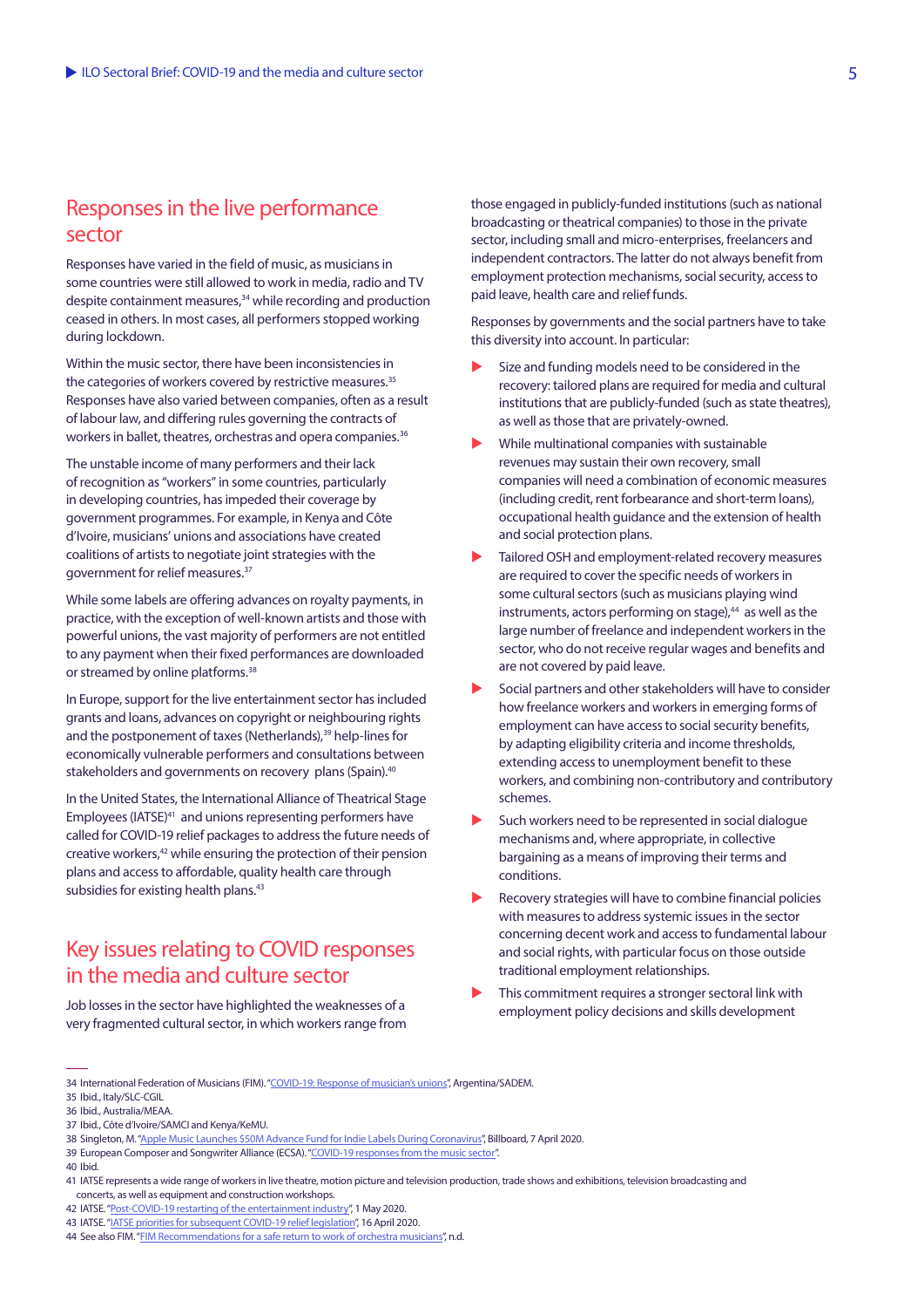## Responses in the live performance sector

Responses have varied in the field of music, as musicians in some countries were still allowed to work in media, radio and TV despite containment measures,[34] while recording and production ceased in others. In most cases, all performers stopped working during lockdown.

Within the music sector, there have been inconsistencies in the categories of workers covered by restrictive measures.[35] Responses have also varied between companies, often as a result of labour law, and differing rules governing the contracts of workers in ballet, theatres, orchestras and opera companies.[36]

The unstable income of many performers and their lack of recognition as "workers" in some countries, particularly in developing countries, has impeded their coverage by government programmes. For example, in Kenya and Côte d'Ivoire, musicians' unions and associations have created coalitions of artists to negotiate joint strategies with the government for relief measures.[37]

While some labels are offering advances on royalty payments, in practice, with the exception of well-known artists and those with powerful unions, the vast majority of performers are not entitled to any payment when their fixed performances are downloaded or streamed by online platforms.[38]

In Europe, support for the live entertainment sector has included grants and loans, advances on copyright or neighbouring rights and the postponement of taxes (Netherlands),[39] help-lines for economically vulnerable performers and consultations between stakeholders and governments on recovery plans (Spain).[40]

In the United States, the International Alliance of Theatrical Stage Employees (IATSE)[41] and unions representing performers have called for COVID-19 relief packages to address the future needs of creative workers,[42] while ensuring the protection of their pension plans and access to affordable, quality health care through subsidies for existing health plans.[43]

## Key issues relating to COVID responses in the media and culture sector

Job losses in the sector have highlighted the weaknesses of a very fragmented cultural sector, in which workers range from those engaged in publicly-funded institutions (such as national broadcasting or theatrical companies) to those in the private sector, including small and micro-enterprises, freelancers and independent contractors. The latter do not always benefit from employment protection mechanisms, social security, access to paid leave, health care and relief funds.

Responses by governments and the social partners have to take this diversity into account. In particular:

- Size and funding models need to be considered in the recovery: tailored plans are required for media and cultural institutions that are publicly-funded (such as state theatres), as well as those that are privately-owned.
- While multinational companies with sustainable revenues may sustain their own recovery, small companies will need a combination of economic measures (including credit, rent forbearance and short-term loans), occupational health guidance and the extension of health and social protection plans.
- Tailored OSH and employment-related recovery measures are required to cover the specific needs of workers in some cultural sectors (such as musicians playing wind instruments, actors performing on stage),[44] as well as the large number of freelance and independent workers in the sector, who do not receive regular wages and benefits and are not covered by paid leave.
- Social partners and other stakeholders will have to consider how freelance workers and workers in emerging forms of employment can have access to social security benefits, by adapting eligibility criteria and income thresholds, extending access to unemployment benefit to these workers, and combining non-contributory and contributory schemes.
- Such workers need to be represented in social dialogue mechanisms and, where appropriate, in collective bargaining as a means of improving their terms and conditions.
- Recovery strategies will have to combine financial policies with measures to address systemic issues in the sector concerning decent work and access to fundamental labour and social rights, with particular focus on those outside traditional employment relationships.
- This commitment requires a stronger sectoral link with employment policy decisions and skills development

---

34 International Federation of Musicians (FIM). "COVID-19: Response of musician's unions", Argentina/SADEM.
35 Ibid., Italy/SLC-CGIL
36 Ibid., Australia/MEAA.
37 Ibid., Côte d'Ivoire/SAMCI and Kenya/KeMU.
38 Singleton, M. "Apple Music Launches $50M Advance Fund for Indie Labels During Coronavirus", Billboard, 7 April 2020.
39 European Composer and Songwriter Alliance (ECSA). "COVID-19 responses from the music sector".
40 Ibid.
41 IATSE represents a wide range of workers in live theatre, motion picture and television production, trade shows and exhibitions, television broadcasting and concerts, as well as equipment and construction workshops.
42 IATSE. "Post-COVID-19 restarting of the entertainment industry", 1 May 2020.
43 IATSE. "IATSE priorities for subsequent COVID-19 relief legislation", 16 April 2020.
44 See also FIM. "FIM Recommendations for a safe return to work of orchestra musicians", n.d.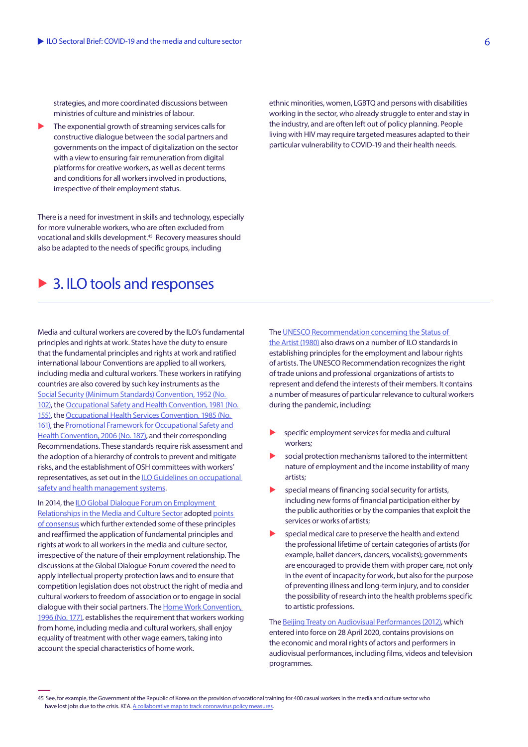strategies, and more coordinated discussions between ministries of culture and ministries of labour.

- The exponential growth of streaming services calls for constructive dialogue between the social partners and governments on the impact of digitalization on the sector with a view to ensuring fair remuneration from digital platforms for creative workers, as well as decent terms and conditions for all workers involved in productions, irrespective of their employment status.

There is a need for investment in skills and technology, especially for more vulnerable workers, who are often excluded from vocational and skills development.[45] Recovery measures should also be adapted to the needs of specific groups, including ethnic minorities, women, LGBTQ and persons with disabilities working in the sector, who already struggle to enter and stay in the industry, and are often left out of policy planning. People living with HIV may require targeted measures adapted to their particular vulnerability to COVID-19 and their health needs.

## 3. ILO tools and responses

Media and cultural workers are covered by the ILO's fundamental principles and rights at work. States have the duty to ensure that the fundamental principles and rights at work and ratified international labour Conventions are applied to all workers, including media and cultural workers. These workers in ratifying countries are also covered by such key instruments as the Social Security (Minimum Standards) Convention, 1952 (No. 102), the Occupational Safety and Health Convention, 1981 (No. 155), the Occupational Health Services Convention, 1985 (No. 161), the Promotional Framework for Occupational Safety and Health Convention, 2006 (No. 187), and their corresponding Recommendations. These standards require risk assessment and the adoption of a hierarchy of controls to prevent and mitigate risks, and the establishment of OSH committees with workers' representatives, as set out in the ILO Guidelines on occupational safety and health management systems.

In 2014, the ILO Global Dialogue Forum on Employment Relationships in the Media and Culture Sector adopted points of consensus which further extended some of these principles and reaffirmed the application of fundamental principles and rights at work to all workers in the media and culture sector, irrespective of the nature of their employment relationship. The discussions at the Global Dialogue Forum covered the need to apply intellectual property protection laws and to ensure that competition legislation does not obstruct the right of media and cultural workers to freedom of association or to engage in social dialogue with their social partners. The Home Work Convention, 1996 (No. 177), establishes the requirement that workers working from home, including media and cultural workers, shall enjoy equality of treatment with other wage earners, taking into account the special characteristics of home work.

The UNESCO Recommendation concerning the Status of the Artist (1980) also draws on a number of ILO standards in establishing principles for the employment and labour rights of artists. The UNESCO Recommendation recognizes the right of trade unions and professional organizations of artists to represent and defend the interests of their members. It contains a number of measures of particular relevance to cultural workers during the pandemic, including:

- specific employment services for media and cultural workers;
- social protection mechanisms tailored to the intermittent nature of employment and the income instability of many artists;
- special means of financing social security for artists, including new forms of financial participation either by the public authorities or by the companies that exploit the services or works of artists;
- special medical care to preserve the health and extend the professional lifetime of certain categories of artists (for example, ballet dancers, dancers, vocalists); governments are encouraged to provide them with proper care, not only in the event of incapacity for work, but also for the purpose of preventing illness and long-term injury, and to consider the possibility of research into the health problems specific to artistic professions.

The Beijing Treaty on Audiovisual Performances (2012), which entered into force on 28 April 2020, contains provisions on the economic and moral rights of actors and performers in audiovisual performances, including films, videos and television programmes.

45 See, for example, the Government of the Republic of Korea on the provision of vocational training for 400 casual workers in the media and culture sector who have lost jobs due to the crisis. KEA. A collaborative map to track coronavirus policy measures.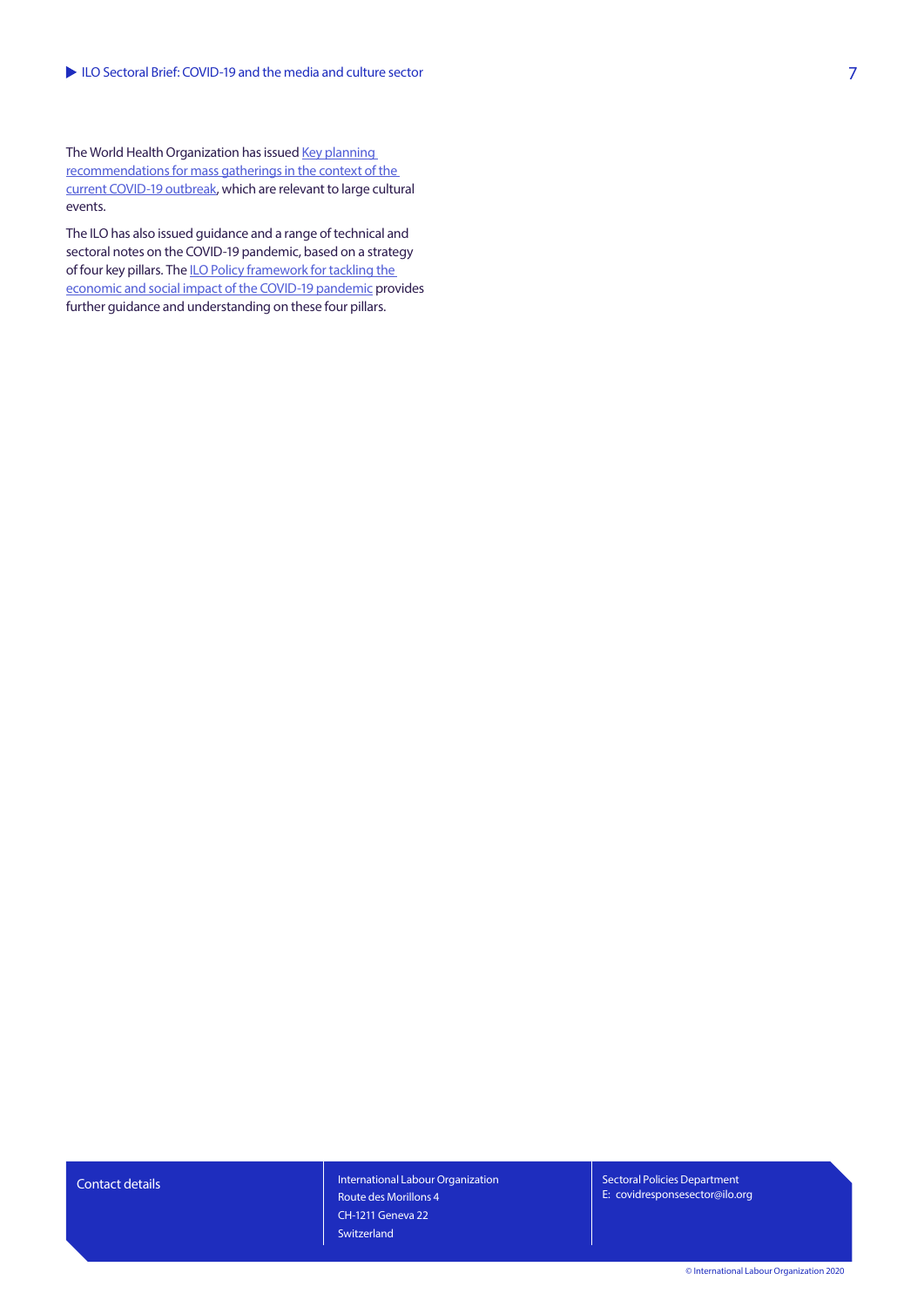The World Health Organization has issued Key planning recommendations for mass gatherings in the context of the current COVID-19 outbreak, which are relevant to large cultural events.

The ILO has also issued guidance and a range of technical and sectoral notes on the COVID-19 pandemic, based on a strategy of four key pillars. The ILO Policy framework for tackling the economic and social impact of the COVID-19 pandemic provides further guidance and understanding on these four pillars.

| | | |
|---|---|---|
| Contact details | International Labour Organization<br>Route des Morillons 4<br>CH-1211 Geneva 22<br>Switzerland | Sectoral Policies Department<br>E: covidresponsesector@ilo.org |

© International Labour Organization 2020